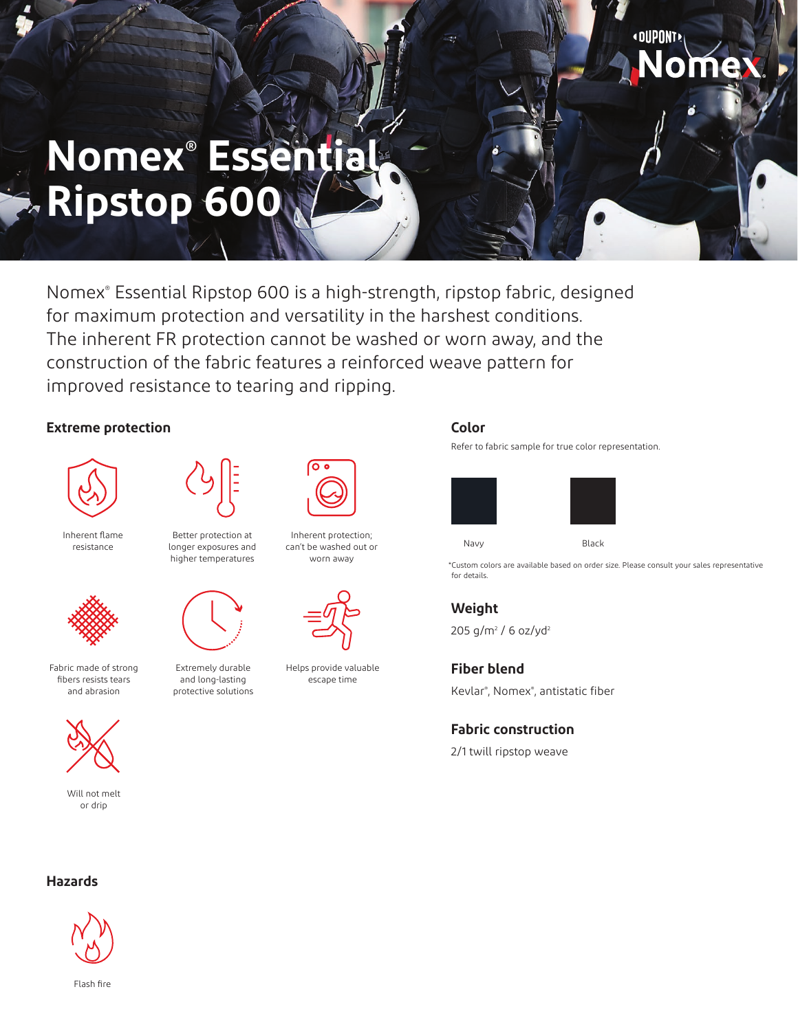# Nomex® Essential Ripstop 600

Nomex® Essential Ripstop 600 is a high-strength, ripstop fabric, designed for maximum protection and versatility in the harshest conditions. The inherent FR protection cannot be washed or worn away, and the construction of the fabric features a reinforced weave pattern for improved resistance to tearing and ripping.

## Extreme protection

- Inherent flame resistance
- Better protection at longer exposures and higher temperatures
- Inherent protection; can't be washed out or worn away
- Fabric made of strong fibers resists tears and abrasion
- Extremely durable and long-lasting protective solutions
- Helps provide valuable escape time
- Will not melt or drip

## Hazards

- Flash fire

## Color

Refer to fabric sample for true color representation.

- Navy
- Black

*Custom colors are available based on order size. Please consult your sales representative for details.

## Weight

205 g/m² / 6 oz/yd²

## Fiber blend

Kevlar®, Nomex®, antistatic fiber

## Fabric construction

2/1 twill ripstop weave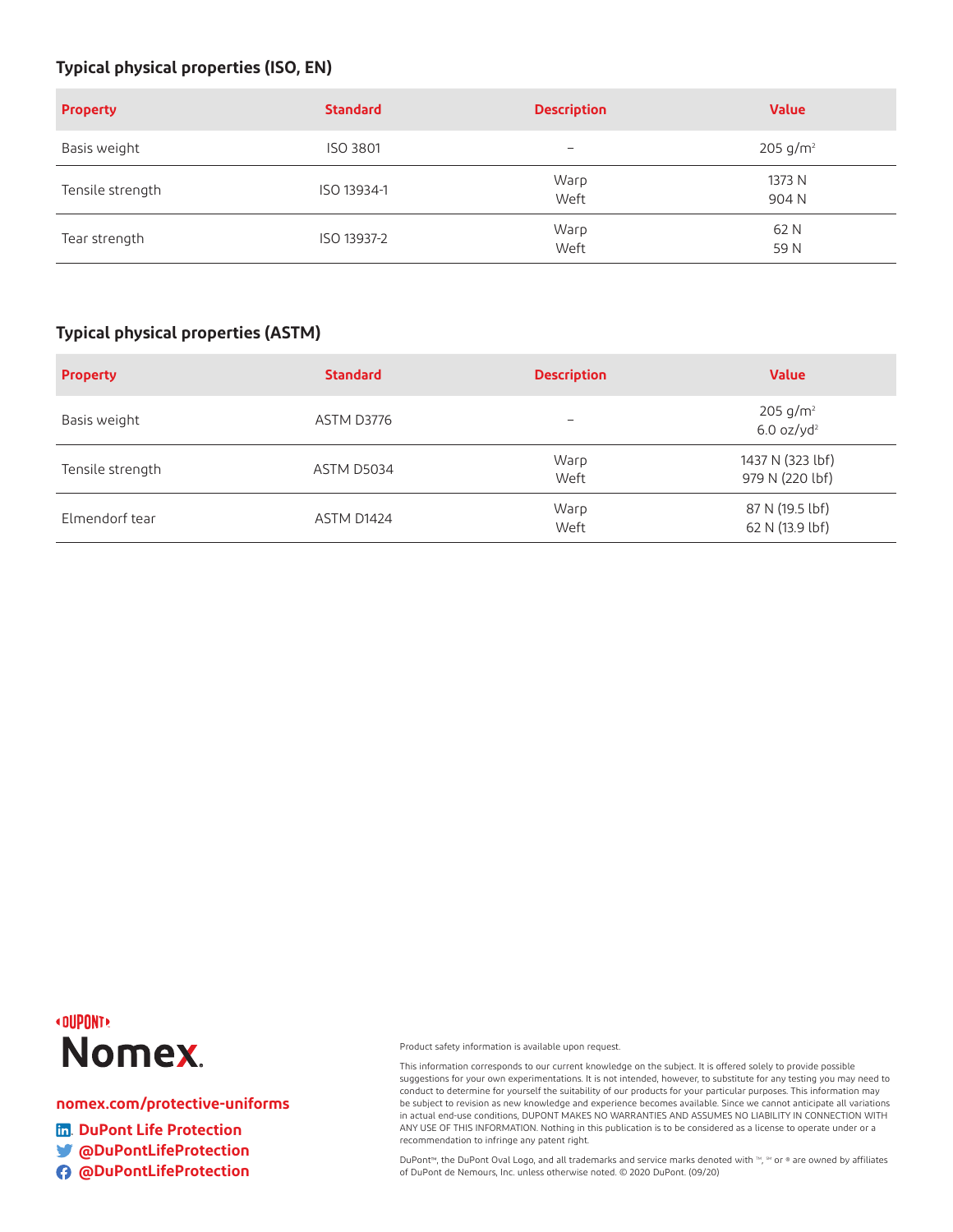## Typical physical properties (ISO, EN)

| Property | Standard | Description | Value |
|---|---|---|---|
| Basis weight | ISO 3801 | – | 205 g/m² |
| Tensile strength | ISO 13934-1 | Warp<br>Weft | 1373 N<br>904 N |
| Tear strength | ISO 13937-2 | Warp<br>Weft | 62 N<br>59 N |

## Typical physical properties (ASTM)

| Property | Standard | Description | Value |
|---|---|---|---|
| Basis weight | ASTM D3776 | – | 205 g/m²<br>6.0 oz/yd² |
| Tensile strength | ASTM D5034 | Warp<br>Weft | 1437 N (323 lbf)<br>979 N (220 lbf) |
| Elmendorf tear | ASTM D1424 | Warp<br>Weft | 87 N (19.5 lbf)<br>62 N (13.9 lbf) |

DUPONT

Nomex.

**nomex.com/protective-uniforms**

**DuPont Life Protection**

**@DuPontLifeProtection**

**@DuPontLifeProtection**

Product safety information is available upon request.

This information corresponds to our current knowledge on the subject. It is offered solely to provide possible suggestions for your own experimentations. It is not intended, however, to substitute for any testing you may need to conduct to determine for yourself the suitability of our products for your particular purposes. This information may be subject to revision as new knowledge and experience becomes available. Since we cannot anticipate all variations in actual end-use conditions, DUPONT MAKES NO WARRANTIES AND ASSUMES NO LIABILITY IN CONNECTION WITH ANY USE OF THIS INFORMATION. Nothing in this publication is to be considered as a license to operate under or a recommendation to infringe any patent right.

DuPont™, the DuPont Oval Logo, and all trademarks and service marks denoted with ™, ℠ or ® are owned by affiliates of DuPont de Nemours, Inc. unless otherwise noted. © 2020 DuPont. (09/20)